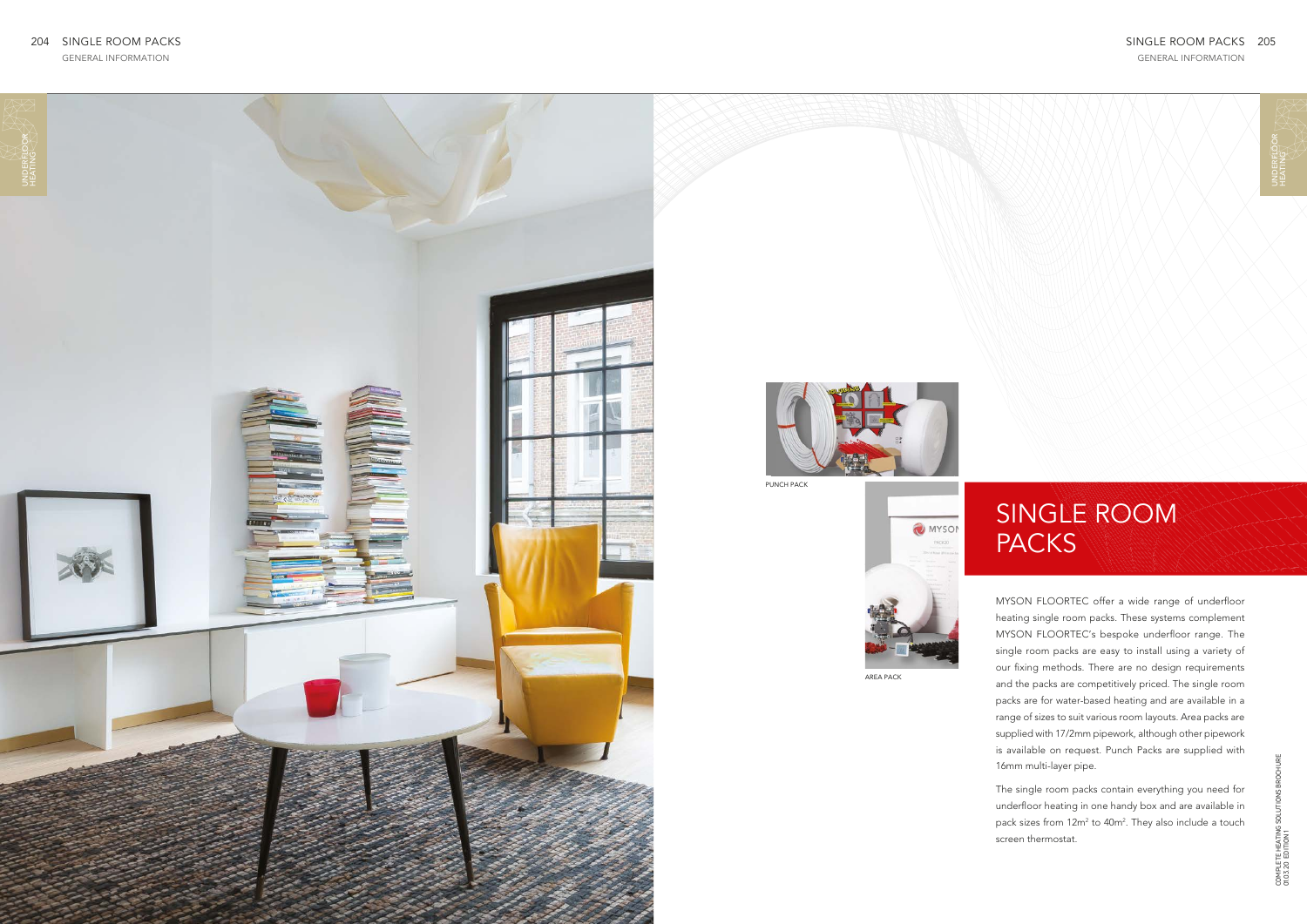PUNCH PACK

AREA PACK

# SINGLE ROOM PACKS

MYSON FLOORTEC offer a wide range of underfloor heating single room packs. These systems complement MYSON FLOORTEC's bespoke underfloor range. The single room packs are easy to install using a variety of our fixing methods. There are no design requirements and the packs are competitively priced. The single room packs are for water-based heating and are available in a range of sizes to suit various room layouts. Area packs are supplied with 17/2mm pipework, although other pipework is available on request. Punch Packs are supplied with 16mm multi-layer pipe.

The single room packs contain everything you need for underfloor heating in one handy box and are available in pack sizes from 12m$^2$ to 40m$^2$. They also include a touch screen thermostat.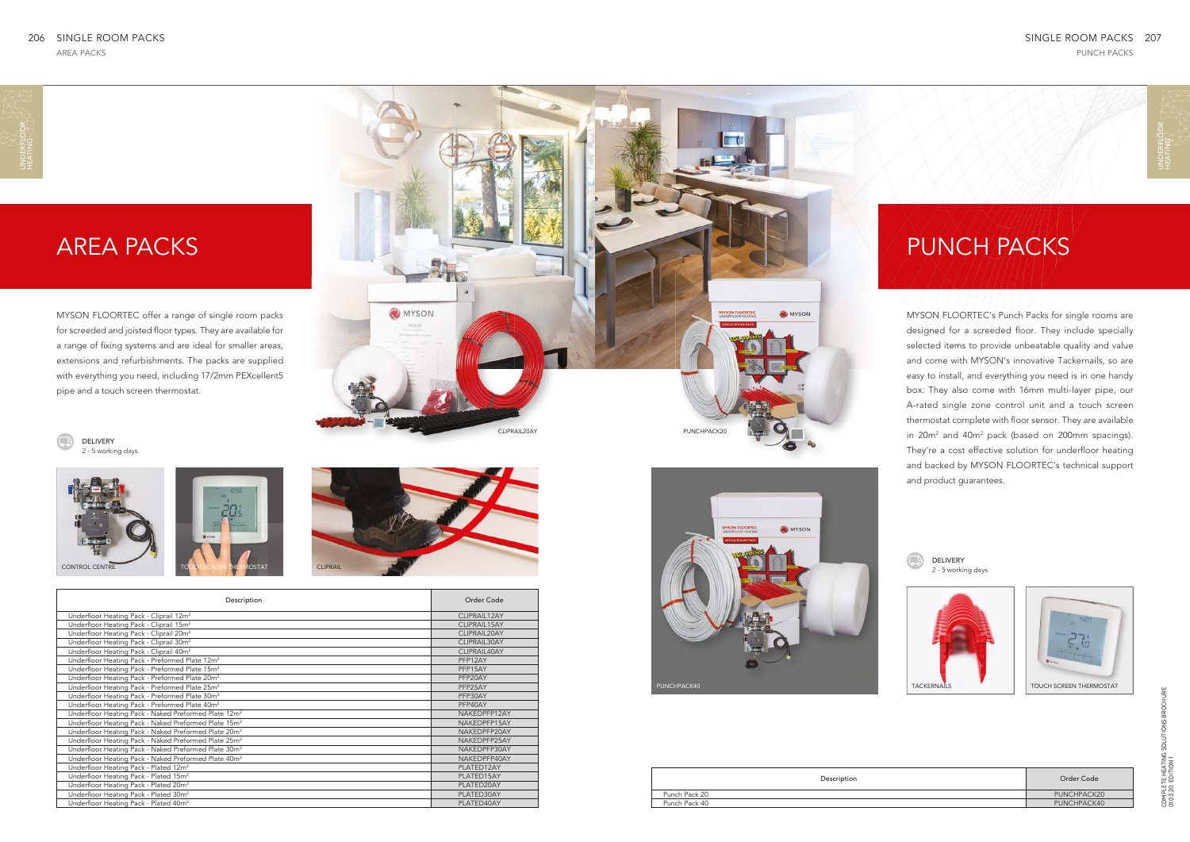# AREA PACKS

MYSON FLOORTEC offer a range of single room packs for screeded and joisted floor types. They are available for a range of fixing systems and are ideal for smaller areas, extensions and refurbishments. The packs are supplied with everything you need, including 17/2mm PEXcellent5 pipe and a touch screen thermostat.

DELIVERY
2 - 5 working days.

CLIPRAIL20AY

CONTROL CENTRE

TOUCH SCREEN THERMOSTAT

CLIPRAIL

| Description | Order Code |
|---|---|
| Underfloor Heating Pack - Cliprail 12m² | CLIPRAIL12AY |
| Underfloor Heating Pack - Cliprail 15m² | CLIPRAIL15AY |
| Underfloor Heating Pack - Cliprail 20m² | CLIPRAIL20AY |
| Underfloor Heating Pack - Cliprail 30m² | CLIPRAIL30AY |
| Underfloor Heating Pack - Cliprail 40m² | CLIPRAIL40AY |
| Underfloor Heating Pack - Preformed Plate 12m² | PFP12AY |
| Underfloor Heating Pack - Preformed Plate 15m² | PFP15AY |
| Underfloor Heating Pack - Preformed Plate 20m² | PFP20AY |
| Underfloor Heating Pack - Preformed Plate 25m² | PFP25AY |
| Underfloor Heating Pack - Preformed Plate 30m² | PFP30AY |
| Underfloor Heating Pack - Preformed Plate 40m² | PFP40AY |
| Underfloor Heating Pack - Naked Preformed Plate 12m² | NAKEDPFP12AY |
| Underfloor Heating Pack - Naked Preformed Plate 15m² | NAKEDPFP15AY |
| Underfloor Heating Pack - Naked Preformed Plate 20m² | NAKEDPFP20AY |
| Underfloor Heating Pack - Naked Preformed Plate 25m² | NAKEDPFP25AY |
| Underfloor Heating Pack - Naked Preformed Plate 30m² | NAKEDPFP30AY |
| Underfloor Heating Pack - Naked Preformed Plate 40m² | NAKEDPFP40AY |
| Underfloor Heating Pack - Plated 12m² | PLATED12AY |
| Underfloor Heating Pack - Plated 15m² | PLATED15AY |
| Underfloor Heating Pack - Plated 20m² | PLATED20AY |
| Underfloor Heating Pack - Plated 30m² | PLATED30AY |
| Underfloor Heating Pack - Plated 40m² | PLATED40AY |

# PUNCH PACKS

MYSON FLOORTEC's Punch Packs for single rooms are designed for a screeded floor. They include specially selected items to provide unbeatable quality and value and come with MYSON's innovative Tackernails, so are easy to install, and everything you need is in one handy box. They also come with 16mm multi-layer pipe, our A-rated single zone control unit and a touch screen thermostat complete with floor sensor. They are available in 20m² and 40m² pack (based on 200mm spacings). They're a cost effective solution for underfloor heating and backed by MYSON FLOORTEC's technical support and product guarantees.

DELIVERY
2 - 5 working days.

PUNCHPACK20

PUNCHPACK40

TACKERNAILS

TOUCH SCREEN THERMOSTAT

| Description | Order Code |
|---|---|
| Punch Pack 20 | PUNCHPACK20 |
| Punch Pack 40 | PUNCHPACK40 |